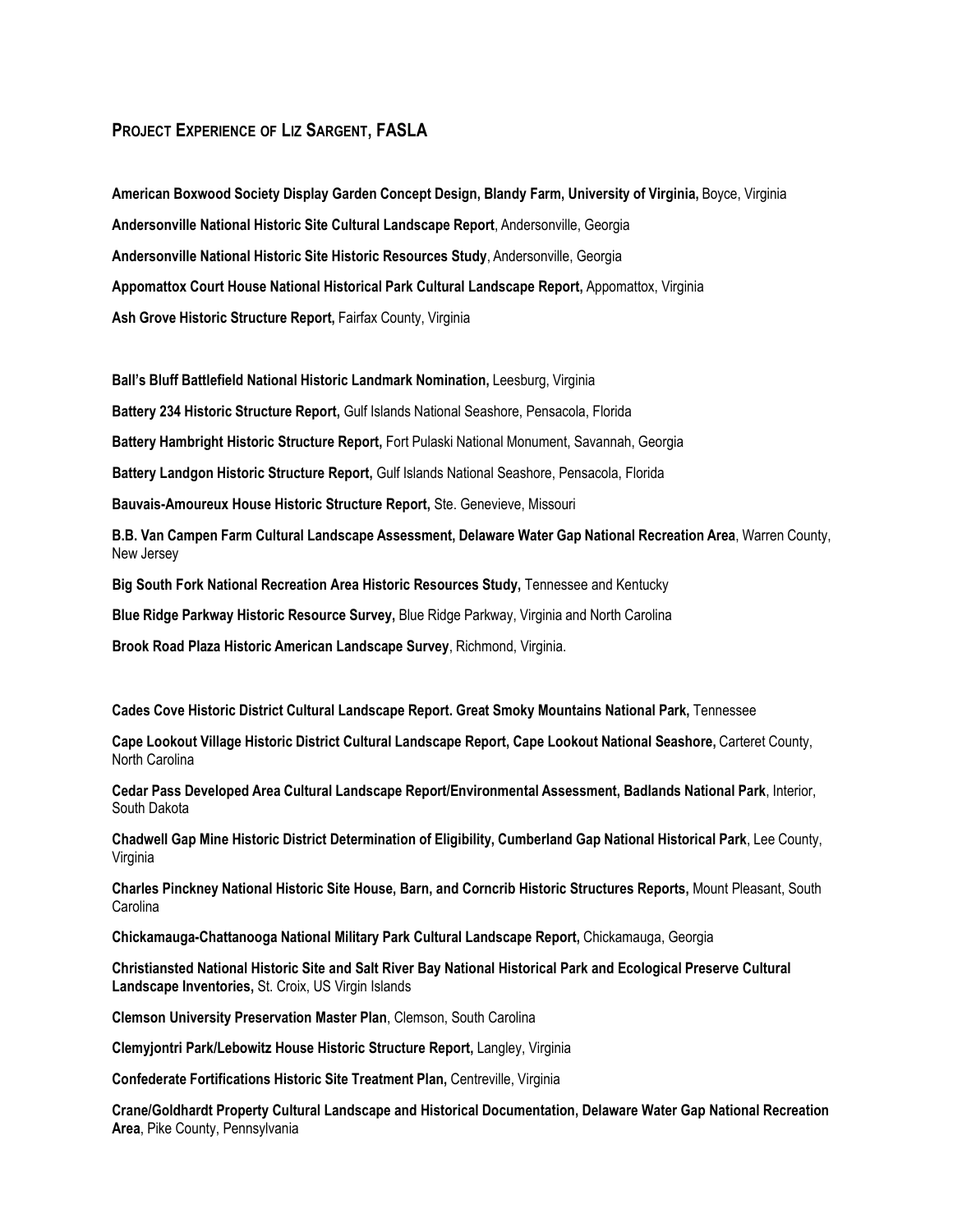## Project Experience of Liz Sargent, FASLA

**American Boxwood Society Display Garden Concept Design, Blandy Farm, University of Virginia,** Boyce, Virginia

**Andersonville National Historic Site Cultural Landscape Report**, Andersonville, Georgia

**Andersonville National Historic Site Historic Resources Study**, Andersonville, Georgia

**Appomattox Court House National Historical Park Cultural Landscape Report,** Appomattox, Virginia

**Ash Grove Historic Structure Report,** Fairfax County, Virginia

**Ball's Bluff Battlefield National Historic Landmark Nomination,** Leesburg, Virginia

**Battery 234 Historic Structure Report,** Gulf Islands National Seashore, Pensacola, Florida

**Battery Hambright Historic Structure Report,** Fort Pulaski National Monument, Savannah, Georgia

**Battery Landgon Historic Structure Report,** Gulf Islands National Seashore, Pensacola, Florida

**Bauvais-Amoureux House Historic Structure Report,** Ste. Genevieve, Missouri

**B.B. Van Campen Farm Cultural Landscape Assessment, Delaware Water Gap National Recreation Area**, Warren County, New Jersey

**Big South Fork National Recreation Area Historic Resources Study,** Tennessee and Kentucky

**Blue Ridge Parkway Historic Resource Survey,** Blue Ridge Parkway, Virginia and North Carolina

**Brook Road Plaza Historic American Landscape Survey**, Richmond, Virginia.

**Cades Cove Historic District Cultural Landscape Report. Great Smoky Mountains National Park,** Tennessee

**Cape Lookout Village Historic District Cultural Landscape Report, Cape Lookout National Seashore,** Carteret County, North Carolina

**Cedar Pass Developed Area Cultural Landscape Report/Environmental Assessment, Badlands National Park**, Interior, South Dakota

**Chadwell Gap Mine Historic District Determination of Eligibility, Cumberland Gap National Historical Park**, Lee County, Virginia

**Charles Pinckney National Historic Site House, Barn, and Corncrib Historic Structures Reports,** Mount Pleasant, South Carolina

**Chickamauga-Chattanooga National Military Park Cultural Landscape Report,** Chickamauga, Georgia

**Christiansted National Historic Site and Salt River Bay National Historical Park and Ecological Preserve Cultural Landscape Inventories,** St. Croix, US Virgin Islands

**Clemson University Preservation Master Plan**, Clemson, South Carolina

**Clemyjontri Park/Lebowitz House Historic Structure Report,** Langley, Virginia

**Confederate Fortifications Historic Site Treatment Plan,** Centreville, Virginia

**Crane/Goldhardt Property Cultural Landscape and Historical Documentation, Delaware Water Gap National Recreation Area**, Pike County, Pennsylvania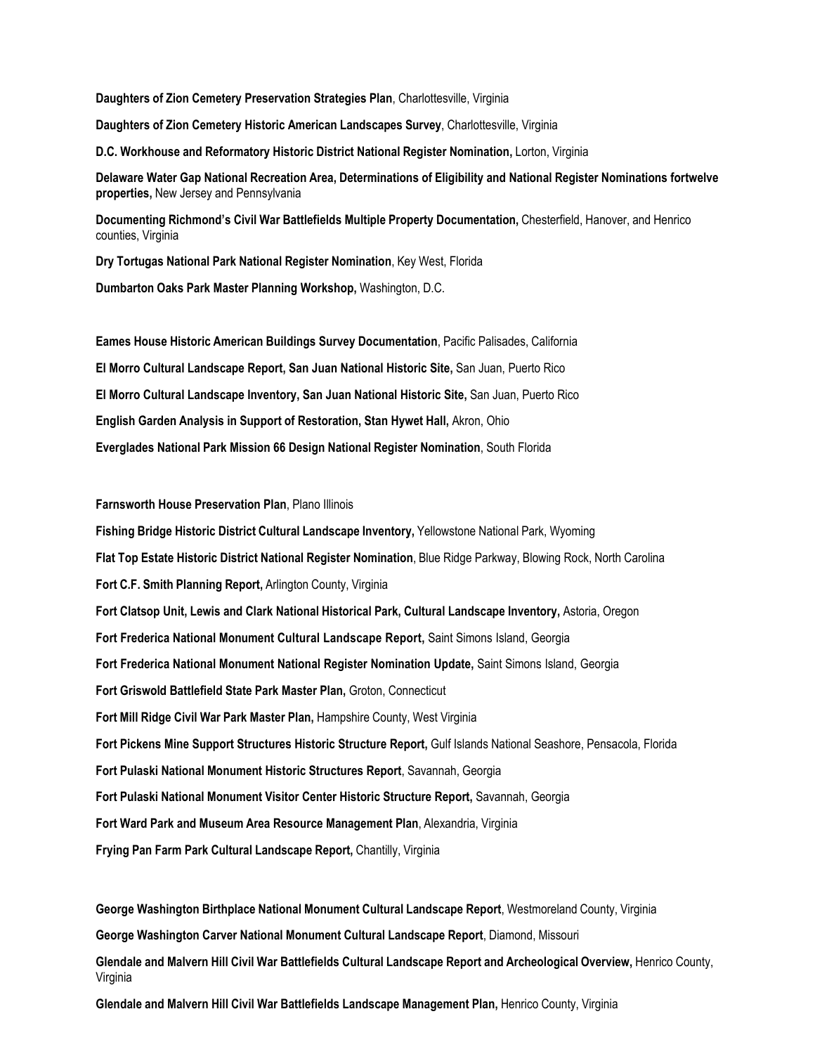**Daughters of Zion Cemetery Preservation Strategies Plan**, Charlottesville, Virginia

**Daughters of Zion Cemetery Historic American Landscapes Survey**, Charlottesville, Virginia

**D.C. Workhouse and Reformatory Historic District National Register Nomination,** Lorton, Virginia

**Delaware Water Gap National Recreation Area, Determinations of Eligibility and National Register Nominations fortwelve properties,** New Jersey and Pennsylvania

**Documenting Richmond's Civil War Battlefields Multiple Property Documentation,** Chesterfield, Hanover, and Henrico counties, Virginia

**Dry Tortugas National Park National Register Nomination**, Key West, Florida

**Dumbarton Oaks Park Master Planning Workshop,** Washington, D.C.

**Eames House Historic American Buildings Survey Documentation**, Pacific Palisades, California

**El Morro Cultural Landscape Report, San Juan National Historic Site,** San Juan, Puerto Rico

**El Morro Cultural Landscape Inventory, San Juan National Historic Site,** San Juan, Puerto Rico

**English Garden Analysis in Support of Restoration, Stan Hywet Hall,** Akron, Ohio

**Everglades National Park Mission 66 Design National Register Nomination**, South Florida

**Farnsworth House Preservation Plan**, Plano Illinois

**Fishing Bridge Historic District Cultural Landscape Inventory,** Yellowstone National Park, Wyoming

**Flat Top Estate Historic District National Register Nomination**, Blue Ridge Parkway, Blowing Rock, North Carolina

**Fort C.F. Smith Planning Report,** Arlington County, Virginia

**Fort Clatsop Unit, Lewis and Clark National Historical Park, Cultural Landscape Inventory,** Astoria, Oregon

**Fort Frederica National Monument Cultural Landscape Report,** Saint Simons Island, Georgia

**Fort Frederica National Monument National Register Nomination Update,** Saint Simons Island, Georgia

**Fort Griswold Battlefield State Park Master Plan,** Groton, Connecticut

**Fort Mill Ridge Civil War Park Master Plan,** Hampshire County, West Virginia

**Fort Pickens Mine Support Structures Historic Structure Report,** Gulf Islands National Seashore, Pensacola, Florida

**Fort Pulaski National Monument Historic Structures Report**, Savannah, Georgia

**Fort Pulaski National Monument Visitor Center Historic Structure Report,** Savannah, Georgia

**Fort Ward Park and Museum Area Resource Management Plan**, Alexandria, Virginia

**Frying Pan Farm Park Cultural Landscape Report,** Chantilly, Virginia

**George Washington Birthplace National Monument Cultural Landscape Report**, Westmoreland County, Virginia

**George Washington Carver National Monument Cultural Landscape Report**, Diamond, Missouri

**Glendale and Malvern Hill Civil War Battlefields Cultural Landscape Report and Archeological Overview,** Henrico County, Virginia

**Glendale and Malvern Hill Civil War Battlefields Landscape Management Plan,** Henrico County, Virginia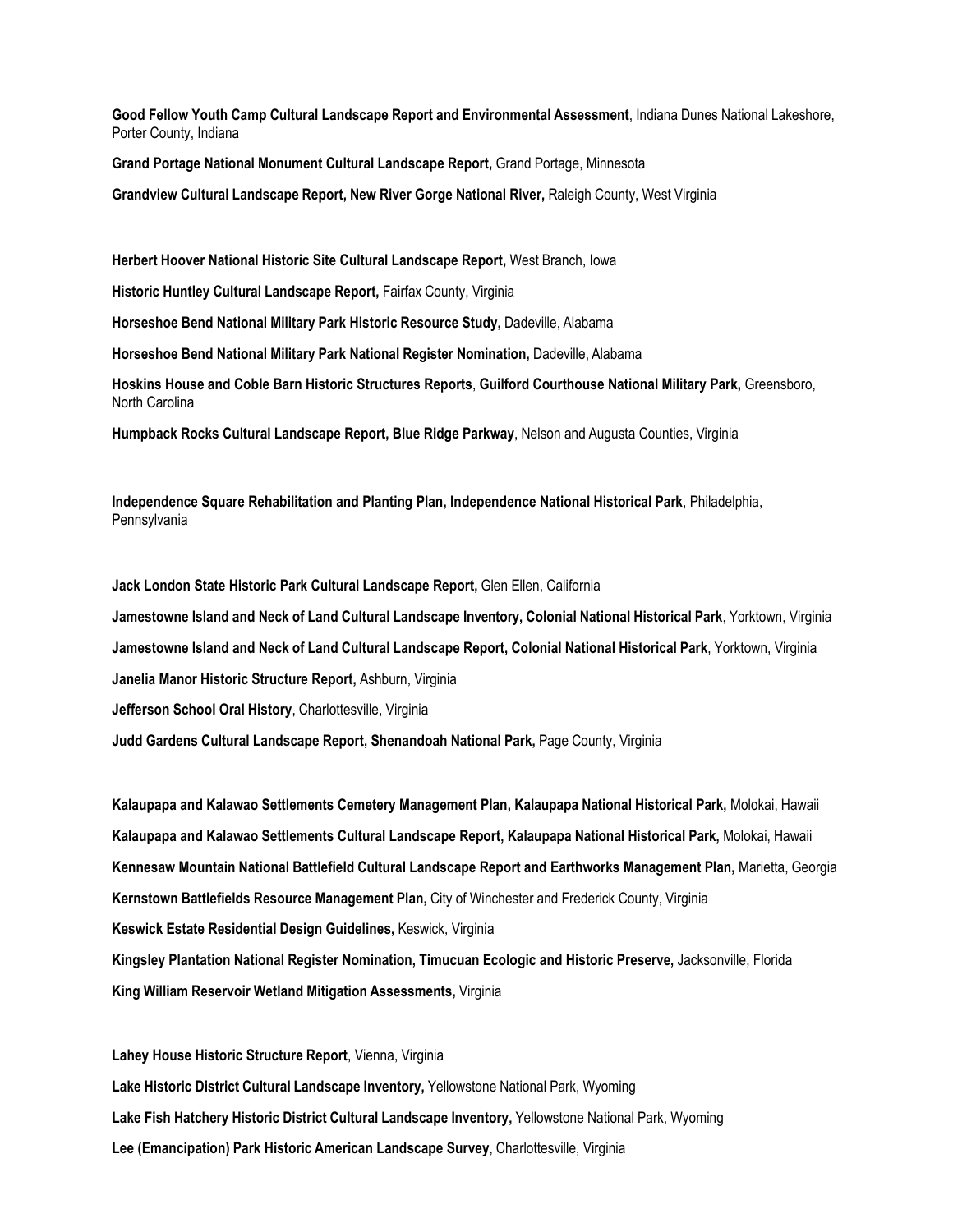**Good Fellow Youth Camp Cultural Landscape Report and Environmental Assessment**, Indiana Dunes National Lakeshore, Porter County, Indiana

**Grand Portage National Monument Cultural Landscape Report,** Grand Portage, Minnesota

**Grandview Cultural Landscape Report, New River Gorge National River,** Raleigh County, West Virginia

**Herbert Hoover National Historic Site Cultural Landscape Report,** West Branch, Iowa

**Historic Huntley Cultural Landscape Report,** Fairfax County, Virginia

**Horseshoe Bend National Military Park Historic Resource Study,** Dadeville, Alabama

**Horseshoe Bend National Military Park National Register Nomination,** Dadeville, Alabama

**Hoskins House and Coble Barn Historic Structures Reports**, **Guilford Courthouse National Military Park,** Greensboro, North Carolina

**Humpback Rocks Cultural Landscape Report, Blue Ridge Parkway**, Nelson and Augusta Counties, Virginia

**Independence Square Rehabilitation and Planting Plan, Independence National Historical Park**, Philadelphia, Pennsylvania

**Jack London State Historic Park Cultural Landscape Report,** Glen Ellen, California

**Jamestowne Island and Neck of Land Cultural Landscape Inventory, Colonial National Historical Park**, Yorktown, Virginia

**Jamestowne Island and Neck of Land Cultural Landscape Report, Colonial National Historical Park**, Yorktown, Virginia

**Janelia Manor Historic Structure Report,** Ashburn, Virginia

**Jefferson School Oral History**, Charlottesville, Virginia

**Judd Gardens Cultural Landscape Report, Shenandoah National Park,** Page County, Virginia

**Kalaupapa and Kalawao Settlements Cemetery Management Plan, Kalaupapa National Historical Park,** Molokai, Hawaii

**Kalaupapa and Kalawao Settlements Cultural Landscape Report, Kalaupapa National Historical Park,** Molokai, Hawaii

**Kennesaw Mountain National Battlefield Cultural Landscape Report and Earthworks Management Plan,** Marietta, Georgia

**Kernstown Battlefields Resource Management Plan,** City of Winchester and Frederick County, Virginia

**Keswick Estate Residential Design Guidelines,** Keswick, Virginia

**Kingsley Plantation National Register Nomination, Timucuan Ecologic and Historic Preserve,** Jacksonville, Florida

**King William Reservoir Wetland Mitigation Assessments,** Virginia

**Lahey House Historic Structure Report**, Vienna, Virginia

**Lake Historic District Cultural Landscape Inventory,** Yellowstone National Park, Wyoming

**Lake Fish Hatchery Historic District Cultural Landscape Inventory,** Yellowstone National Park, Wyoming

**Lee (Emancipation) Park Historic American Landscape Survey**, Charlottesville, Virginia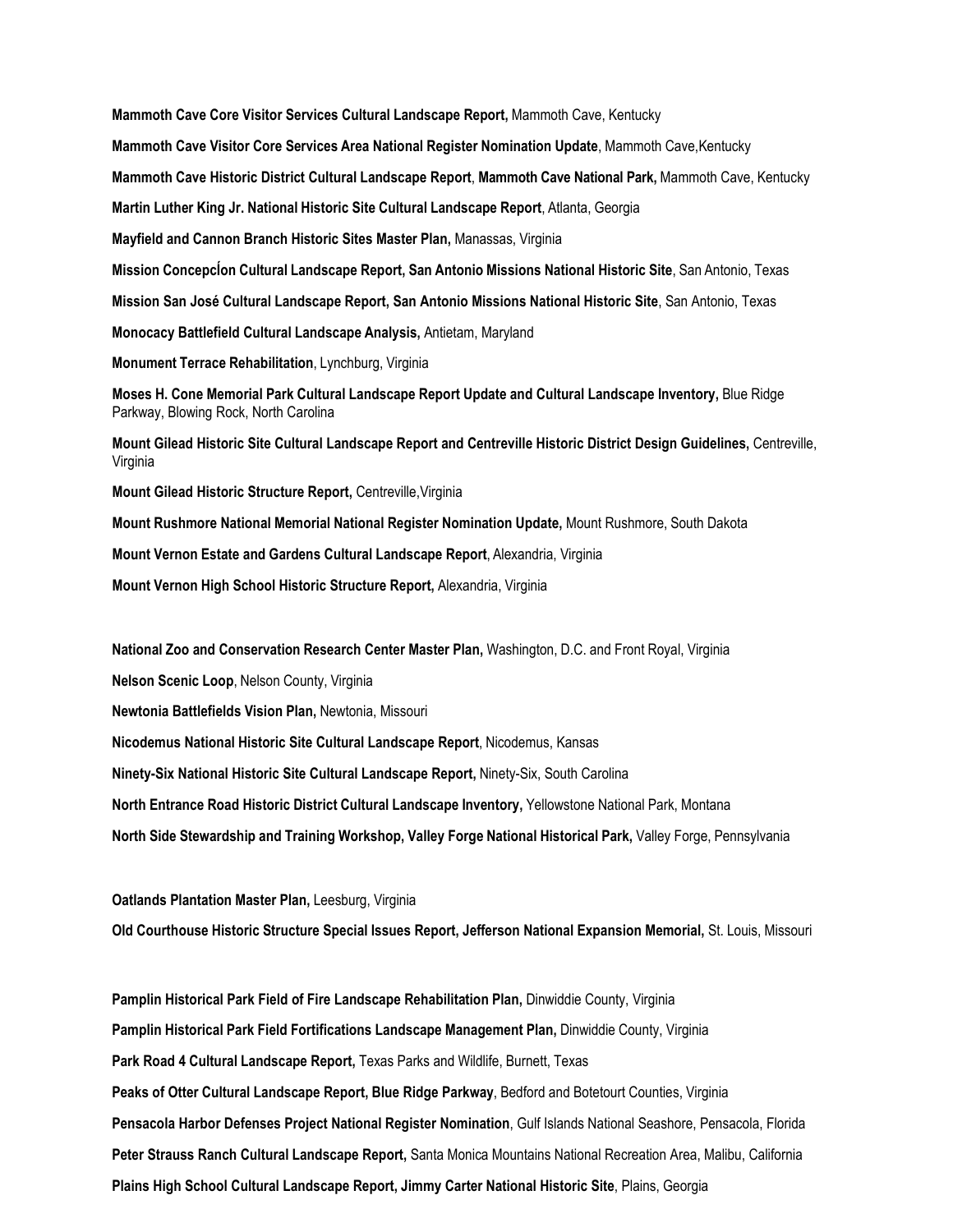**Mammoth Cave Core Visitor Services Cultural Landscape Report,** Mammoth Cave, Kentucky

**Mammoth Cave Visitor Core Services Area National Register Nomination Update**, Mammoth Cave,Kentucky

**Mammoth Cave Historic District Cultural Landscape Report**, **Mammoth Cave National Park,** Mammoth Cave, Kentucky

**Martin Luther King Jr. National Historic Site Cultural Landscape Report**, Atlanta, Georgia

**Mayfield and Cannon Branch Historic Sites Master Plan,** Manassas, Virginia

**Mission ConcepcÍon Cultural Landscape Report, San Antonio Missions National Historic Site**, San Antonio, Texas

**Mission San José Cultural Landscape Report, San Antonio Missions National Historic Site**, San Antonio, Texas

**Monocacy Battlefield Cultural Landscape Analysis,** Antietam, Maryland

**Monument Terrace Rehabilitation**, Lynchburg, Virginia

**Moses H. Cone Memorial Park Cultural Landscape Report Update and Cultural Landscape Inventory,** Blue Ridge Parkway, Blowing Rock, North Carolina

**Mount Gilead Historic Site Cultural Landscape Report and Centreville Historic District Design Guidelines,** Centreville, Virginia

**Mount Gilead Historic Structure Report,** Centreville,Virginia

**Mount Rushmore National Memorial National Register Nomination Update,** Mount Rushmore, South Dakota

**Mount Vernon Estate and Gardens Cultural Landscape Report**, Alexandria, Virginia

**Mount Vernon High School Historic Structure Report,** Alexandria, Virginia

**National Zoo and Conservation Research Center Master Plan,** Washington, D.C. and Front Royal, Virginia

**Nelson Scenic Loop**, Nelson County, Virginia

**Newtonia Battlefields Vision Plan,** Newtonia, Missouri

**Nicodemus National Historic Site Cultural Landscape Report**, Nicodemus, Kansas

**Ninety-Six National Historic Site Cultural Landscape Report,** Ninety-Six, South Carolina

**North Entrance Road Historic District Cultural Landscape Inventory,** Yellowstone National Park, Montana

**North Side Stewardship and Training Workshop, Valley Forge National Historical Park,** Valley Forge, Pennsylvania

**Oatlands Plantation Master Plan,** Leesburg, Virginia

**Old Courthouse Historic Structure Special Issues Report, Jefferson National Expansion Memorial,** St. Louis, Missouri

**Pamplin Historical Park Field of Fire Landscape Rehabilitation Plan,** Dinwiddie County, Virginia

**Pamplin Historical Park Field Fortifications Landscape Management Plan,** Dinwiddie County, Virginia

**Park Road 4 Cultural Landscape Report,** Texas Parks and Wildlife, Burnett, Texas

**Peaks of Otter Cultural Landscape Report, Blue Ridge Parkway**, Bedford and Botetourt Counties, Virginia

**Pensacola Harbor Defenses Project National Register Nomination**, Gulf Islands National Seashore, Pensacola, Florida

**Peter Strauss Ranch Cultural Landscape Report,** Santa Monica Mountains National Recreation Area, Malibu, California

**Plains High School Cultural Landscape Report, Jimmy Carter National Historic Site**, Plains, Georgia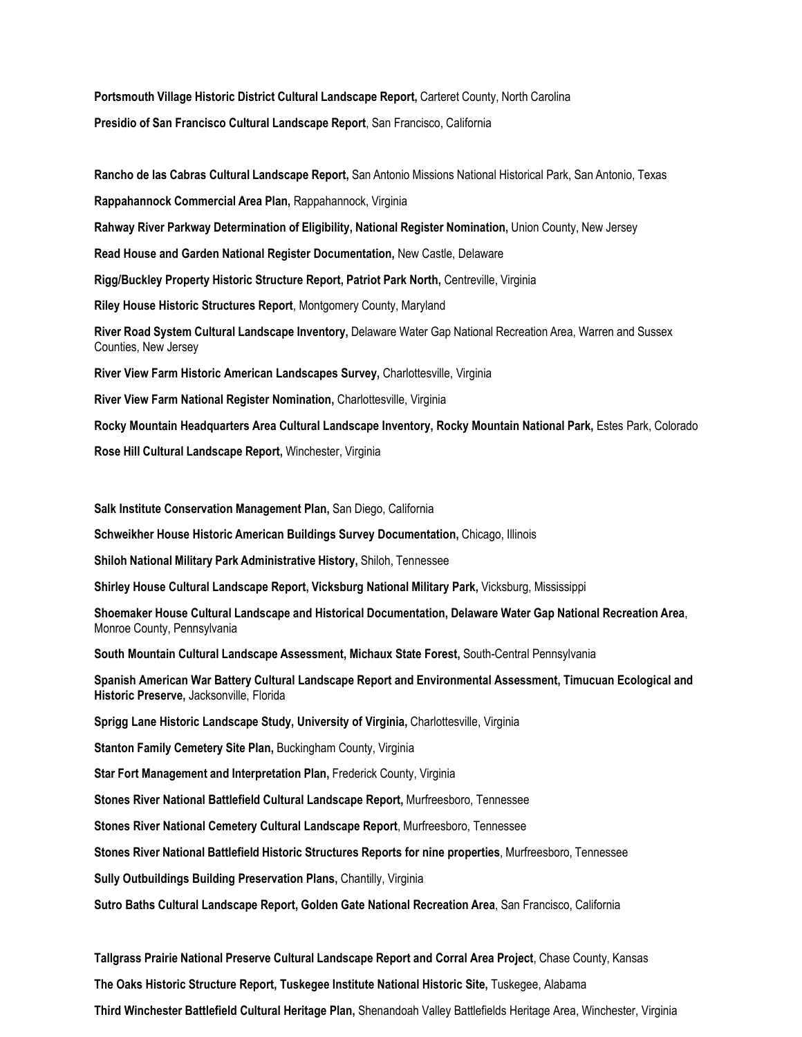**Portsmouth Village Historic District Cultural Landscape Report,** Carteret County, North Carolina

**Presidio of San Francisco Cultural Landscape Report**, San Francisco, California

**Rancho de las Cabras Cultural Landscape Report,** San Antonio Missions National Historical Park, San Antonio, Texas

**Rappahannock Commercial Area Plan,** Rappahannock, Virginia

**Rahway River Parkway Determination of Eligibility, National Register Nomination,** Union County, New Jersey

**Read House and Garden National Register Documentation,** New Castle, Delaware

**Rigg/Buckley Property Historic Structure Report, Patriot Park North,** Centreville, Virginia

**Riley House Historic Structures Report**, Montgomery County, Maryland

**River Road System Cultural Landscape Inventory,** Delaware Water Gap National Recreation Area, Warren and Sussex Counties, New Jersey

**River View Farm Historic American Landscapes Survey,** Charlottesville, Virginia

**River View Farm National Register Nomination,** Charlottesville, Virginia

**Rocky Mountain Headquarters Area Cultural Landscape Inventory, Rocky Mountain National Park,** Estes Park, Colorado

**Rose Hill Cultural Landscape Report,** Winchester, Virginia

**Salk Institute Conservation Management Plan,** San Diego, California

**Schweikher House Historic American Buildings Survey Documentation,** Chicago, Illinois

**Shiloh National Military Park Administrative History,** Shiloh, Tennessee

**Shirley House Cultural Landscape Report, Vicksburg National Military Park,** Vicksburg, Mississippi

**Shoemaker House Cultural Landscape and Historical Documentation, Delaware Water Gap National Recreation Area**, Monroe County, Pennsylvania

**South Mountain Cultural Landscape Assessment, Michaux State Forest,** South-Central Pennsylvania

**Spanish American War Battery Cultural Landscape Report and Environmental Assessment, Timucuan Ecological and Historic Preserve,** Jacksonville, Florida

**Sprigg Lane Historic Landscape Study, University of Virginia,** Charlottesville, Virginia

**Stanton Family Cemetery Site Plan,** Buckingham County, Virginia

**Star Fort Management and Interpretation Plan,** Frederick County, Virginia

**Stones River National Battlefield Cultural Landscape Report,** Murfreesboro, Tennessee

**Stones River National Cemetery Cultural Landscape Report**, Murfreesboro, Tennessee

**Stones River National Battlefield Historic Structures Reports for nine properties**, Murfreesboro, Tennessee

**Sully Outbuildings Building Preservation Plans,** Chantilly, Virginia

**Sutro Baths Cultural Landscape Report, Golden Gate National Recreation Area**, San Francisco, California

**Tallgrass Prairie National Preserve Cultural Landscape Report and Corral Area Project**, Chase County, Kansas

**The Oaks Historic Structure Report, Tuskegee Institute National Historic Site,** Tuskegee, Alabama

**Third Winchester Battlefield Cultural Heritage Plan,** Shenandoah Valley Battlefields Heritage Area, Winchester, Virginia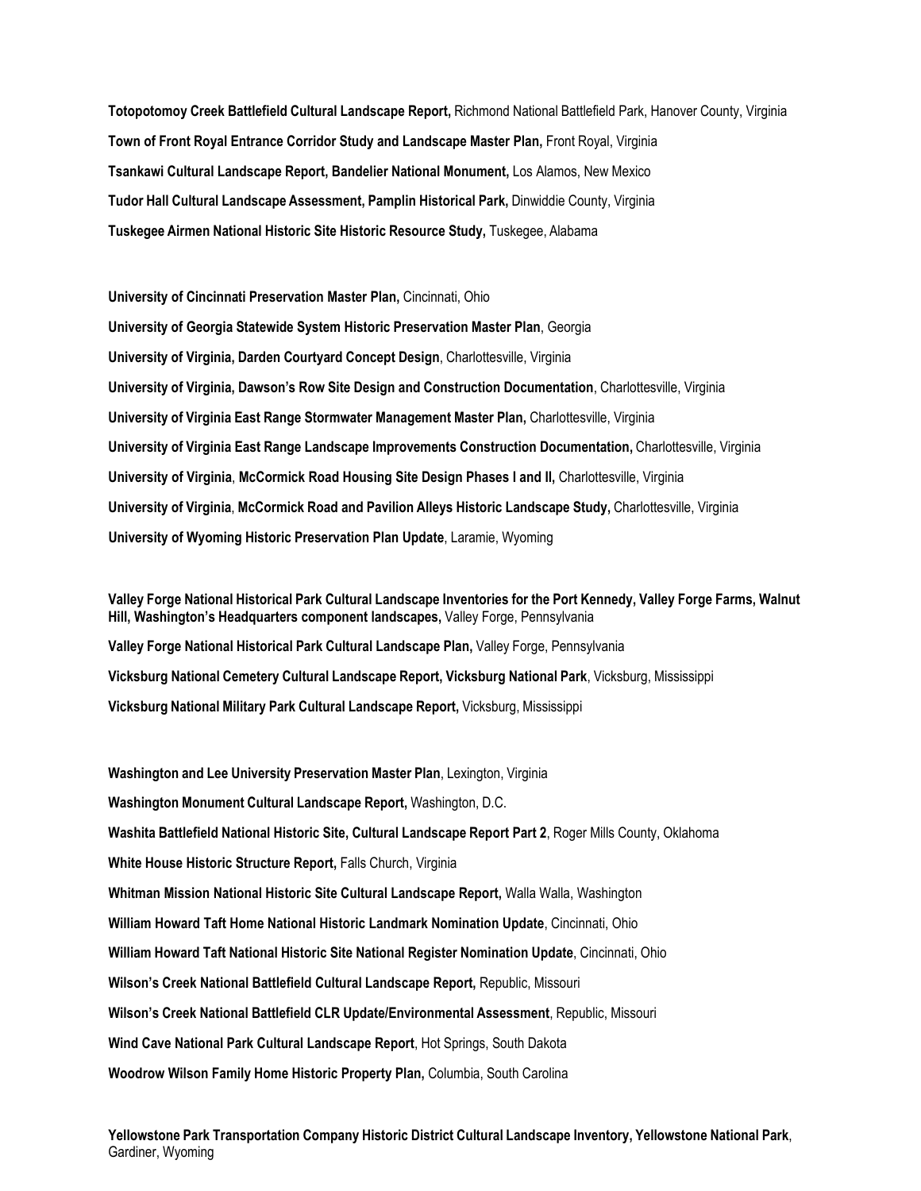**Totopotomoy Creek Battlefield Cultural Landscape Report,** Richmond National Battlefield Park, Hanover County, Virginia

**Town of Front Royal Entrance Corridor Study and Landscape Master Plan,** Front Royal, Virginia

**Tsankawi Cultural Landscape Report, Bandelier National Monument,** Los Alamos, New Mexico

**Tudor Hall Cultural Landscape Assessment, Pamplin Historical Park,** Dinwiddie County, Virginia

**Tuskegee Airmen National Historic Site Historic Resource Study,** Tuskegee, Alabama

**University of Cincinnati Preservation Master Plan,** Cincinnati, Ohio

**University of Georgia Statewide System Historic Preservation Master Plan**, Georgia

**University of Virginia, Darden Courtyard Concept Design**, Charlottesville, Virginia

**University of Virginia, Dawson's Row Site Design and Construction Documentation**, Charlottesville, Virginia

**University of Virginia East Range Stormwater Management Master Plan,** Charlottesville, Virginia

**University of Virginia East Range Landscape Improvements Construction Documentation,** Charlottesville, Virginia

**University of Virginia**, **McCormick Road Housing Site Design Phases I and II,** Charlottesville, Virginia

**University of Virginia**, **McCormick Road and Pavilion Alleys Historic Landscape Study,** Charlottesville, Virginia

**University of Wyoming Historic Preservation Plan Update**, Laramie, Wyoming

**Valley Forge National Historical Park Cultural Landscape Inventories for the Port Kennedy, Valley Forge Farms, Walnut Hill, Washington's Headquarters component landscapes,** Valley Forge, Pennsylvania

**Valley Forge National Historical Park Cultural Landscape Plan,** Valley Forge, Pennsylvania

**Vicksburg National Cemetery Cultural Landscape Report, Vicksburg National Park**, Vicksburg, Mississippi

**Vicksburg National Military Park Cultural Landscape Report,** Vicksburg, Mississippi

**Washington and Lee University Preservation Master Plan**, Lexington, Virginia

**Washington Monument Cultural Landscape Report,** Washington, D.C.

**Washita Battlefield National Historic Site, Cultural Landscape Report Part 2**, Roger Mills County, Oklahoma

**White House Historic Structure Report,** Falls Church, Virginia

**Whitman Mission National Historic Site Cultural Landscape Report,** Walla Walla, Washington

**William Howard Taft Home National Historic Landmark Nomination Update**, Cincinnati, Ohio

**William Howard Taft National Historic Site National Register Nomination Update**, Cincinnati, Ohio

**Wilson's Creek National Battlefield Cultural Landscape Report,** Republic, Missouri

**Wilson's Creek National Battlefield CLR Update/Environmental Assessment**, Republic, Missouri

**Wind Cave National Park Cultural Landscape Report**, Hot Springs, South Dakota

**Woodrow Wilson Family Home Historic Property Plan,** Columbia, South Carolina

**Yellowstone Park Transportation Company Historic District Cultural Landscape Inventory, Yellowstone National Park**, Gardiner, Wyoming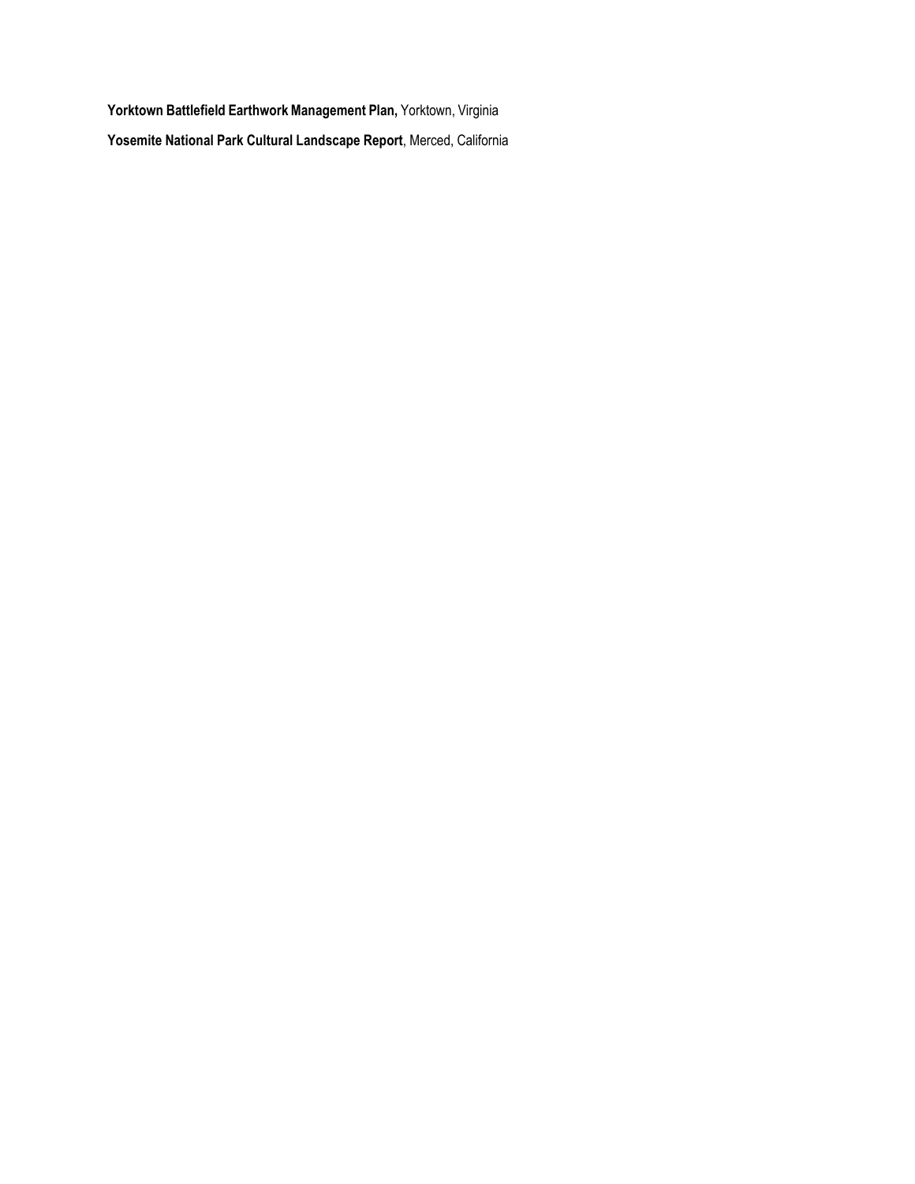**Yorktown Battlefield Earthwork Management Plan,** Yorktown, Virginia

**Yosemite National Park Cultural Landscape Report**, Merced, California